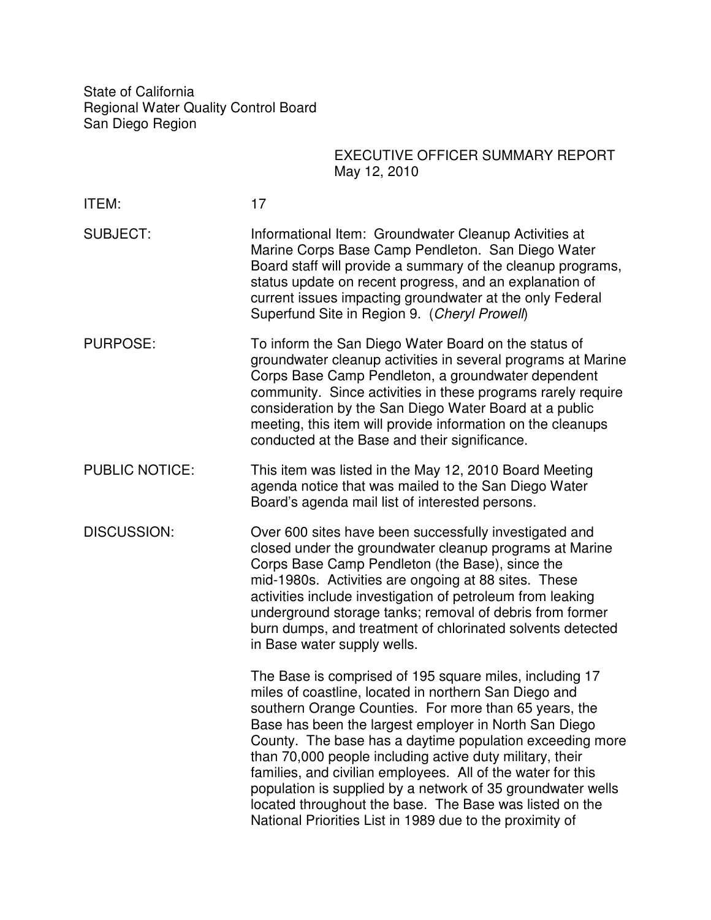State of California
Regional Water Quality Control Board
San Diego Region

EXECUTIVE OFFICER SUMMARY REPORT
May 12, 2010

**ITEM:** 17

**SUBJECT:** Informational Item: Groundwater Cleanup Activities at Marine Corps Base Camp Pendleton. San Diego Water Board staff will provide a summary of the cleanup programs, status update on recent progress, and an explanation of current issues impacting groundwater at the only Federal Superfund Site in Region 9. (*Cheryl Prowell*)

**PURPOSE:** To inform the San Diego Water Board on the status of groundwater cleanup activities in several programs at Marine Corps Base Camp Pendleton, a groundwater dependent community. Since activities in these programs rarely require consideration by the San Diego Water Board at a public meeting, this item will provide information on the cleanups conducted at the Base and their significance.

**PUBLIC NOTICE:** This item was listed in the May 12, 2010 Board Meeting agenda notice that was mailed to the San Diego Water Board's agenda mail list of interested persons.

**DISCUSSION:** Over 600 sites have been successfully investigated and closed under the groundwater cleanup programs at Marine Corps Base Camp Pendleton (the Base), since the mid-1980s. Activities are ongoing at 88 sites. These activities include investigation of petroleum from leaking underground storage tanks; removal of debris from former burn dumps, and treatment of chlorinated solvents detected in Base water supply wells.

The Base is comprised of 195 square miles, including 17 miles of coastline, located in northern San Diego and southern Orange Counties. For more than 65 years, the Base has been the largest employer in North San Diego County. The base has a daytime population exceeding more than 70,000 people including active duty military, their families, and civilian employees. All of the water for this population is supplied by a network of 35 groundwater wells located throughout the base. The Base was listed on the National Priorities List in 1989 due to the proximity of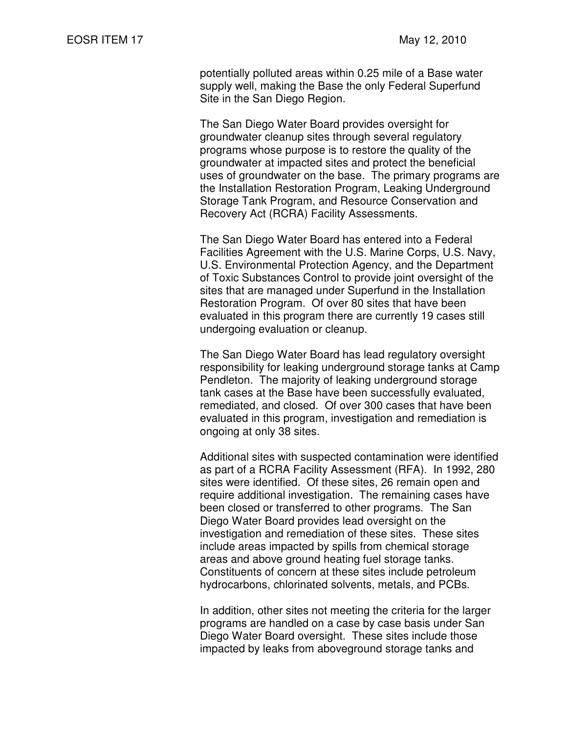potentially polluted areas within 0.25 mile of a Base water supply well, making the Base the only Federal Superfund Site in the San Diego Region.

The San Diego Water Board provides oversight for groundwater cleanup sites through several regulatory programs whose purpose is to restore the quality of the groundwater at impacted sites and protect the beneficial uses of groundwater on the base. The primary programs are the Installation Restoration Program, Leaking Underground Storage Tank Program, and Resource Conservation and Recovery Act (RCRA) Facility Assessments.

The San Diego Water Board has entered into a Federal Facilities Agreement with the U.S. Marine Corps, U.S. Navy, U.S. Environmental Protection Agency, and the Department of Toxic Substances Control to provide joint oversight of the sites that are managed under Superfund in the Installation Restoration Program. Of over 80 sites that have been evaluated in this program there are currently 19 cases still undergoing evaluation or cleanup.

The San Diego Water Board has lead regulatory oversight responsibility for leaking underground storage tanks at Camp Pendleton. The majority of leaking underground storage tank cases at the Base have been successfully evaluated, remediated, and closed. Of over 300 cases that have been evaluated in this program, investigation and remediation is ongoing at only 38 sites.

Additional sites with suspected contamination were identified as part of a RCRA Facility Assessment (RFA). In 1992, 280 sites were identified. Of these sites, 26 remain open and require additional investigation. The remaining cases have been closed or transferred to other programs. The San Diego Water Board provides lead oversight on the investigation and remediation of these sites. These sites include areas impacted by spills from chemical storage areas and above ground heating fuel storage tanks. Constituents of concern at these sites include petroleum hydrocarbons, chlorinated solvents, metals, and PCBs.

In addition, other sites not meeting the criteria for the larger programs are handled on a case by case basis under San Diego Water Board oversight. These sites include those impacted by leaks from aboveground storage tanks and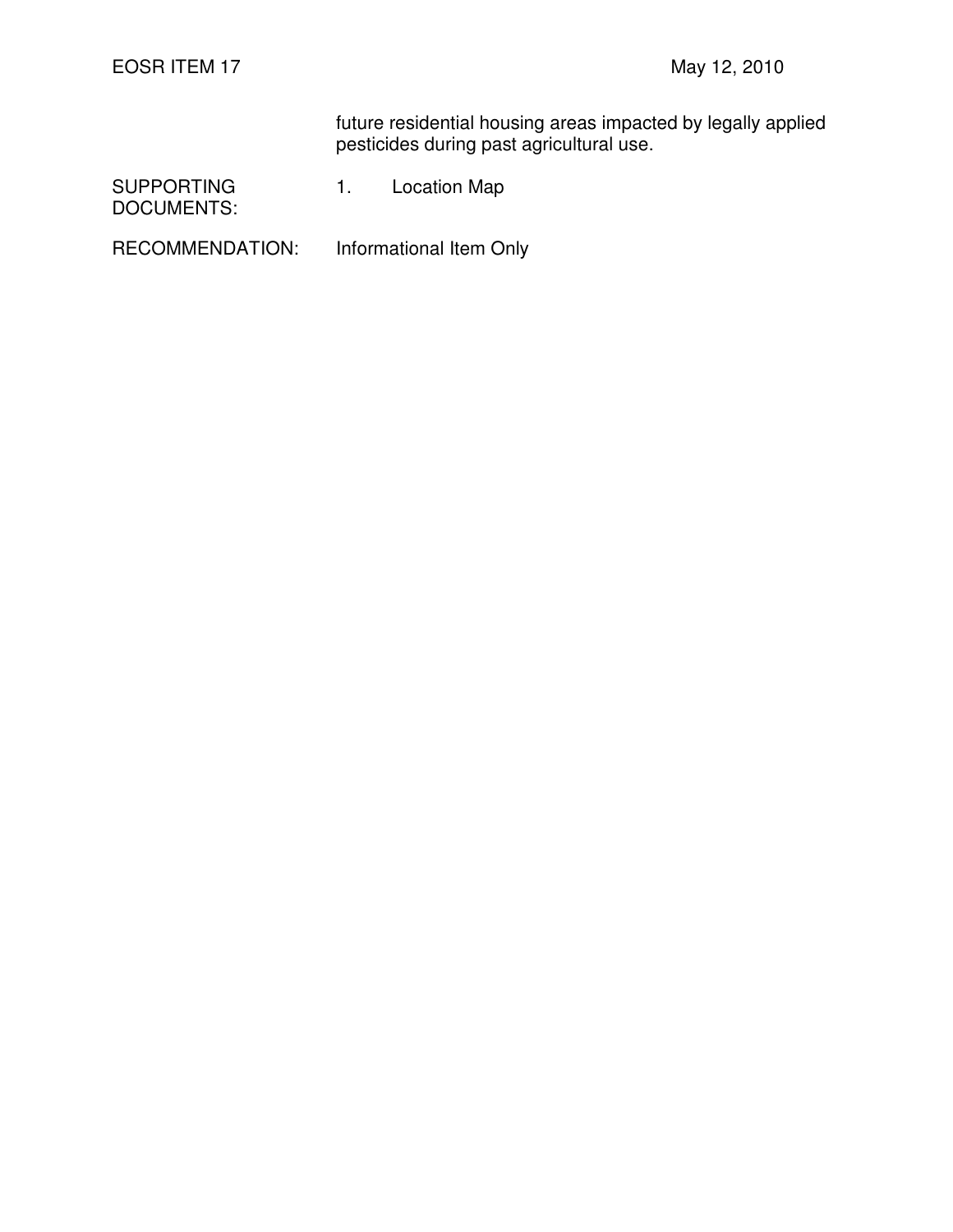future residential housing areas impacted by legally applied pesticides during past agricultural use.

| | |
|---|---|
| SUPPORTING DOCUMENTS: | 1. Location Map |
| RECOMMENDATION: | Informational Item Only |